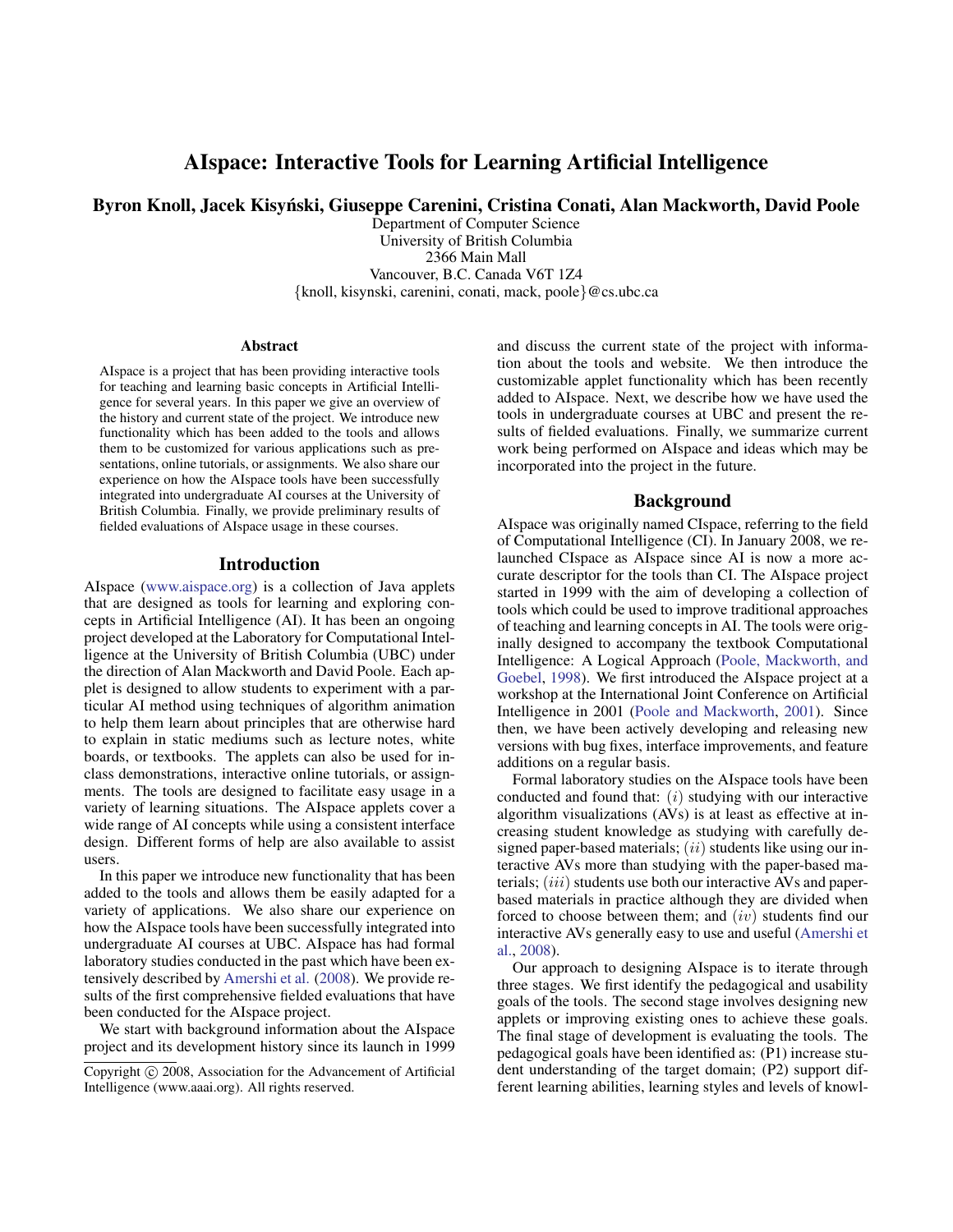# AIspace: Interactive Tools for Learning Artificial Intelligence

**Byron Knoll, Jacek Kisyński, Giuseppe Carenini, Cristina Conati, Alan Mackworth, David Poole**

Department of Computer Science
University of British Columbia
2366 Main Mall
Vancouver, B.C. Canada V6T 1Z4
{knoll, kisynski, carenini, conati, mack, poole}@cs.ubc.ca

## Abstract

AIspace is a project that has been providing interactive tools for teaching and learning basic concepts in Artificial Intelligence for several years. In this paper we give an overview of the history and current state of the project. We introduce new functionality which has been added to the tools and allows them to be customized for various applications such as presentations, online tutorials, or assignments. We also share our experience on how the AIspace tools have been successfully integrated into undergraduate AI courses at the University of British Columbia. Finally, we provide preliminary results of fielded evaluations of AIspace usage in these courses.

## Introduction

AIspace (www.aispace.org) is a collection of Java applets that are designed as tools for learning and exploring concepts in Artificial Intelligence (AI). It has been an ongoing project developed at the Laboratory for Computational Intelligence at the University of British Columbia (UBC) under the direction of Alan Mackworth and David Poole. Each applet is designed to allow students to experiment with a particular AI method using techniques of algorithm animation to help them learn about principles that are otherwise hard to explain in static mediums such as lecture notes, white boards, or textbooks. The applets can also be used for in-class demonstrations, interactive online tutorials, or assignments. The tools are designed to facilitate easy usage in a variety of learning situations. The AIspace applets cover a wide range of AI concepts while using a consistent interface design. Different forms of help are also available to assist users.

In this paper we introduce new functionality that has been added to the tools and allows them be easily adapted for a variety of applications. We also share our experience on how the AIspace tools have been successfully integrated into undergraduate AI courses at UBC. AIspace has had formal laboratory studies conducted in the past which have been extensively described by Amershi et al. (2008). We provide results of the first comprehensive fielded evaluations that have been conducted for the AIspace project.

We start with background information about the AIspace project and its development history since its launch in 1999 and discuss the current state of the project with information about the tools and website. We then introduce the customizable applet functionality which has been recently added to AIspace. Next, we describe how we have used the tools in undergraduate courses at UBC and present the results of fielded evaluations. Finally, we summarize current work being performed on AIspace and ideas which may be incorporated into the project in the future.

## Background

AIspace was originally named CIspace, referring to the field of Computational Intelligence (CI). In January 2008, we relaunched CIspace as AIspace since AI is now a more accurate descriptor for the tools than CI. The AIspace project started in 1999 with the aim of developing a collection of tools which could be used to improve traditional approaches of teaching and learning concepts in AI. The tools were originally designed to accompany the textbook Computational Intelligence: A Logical Approach (Poole, Mackworth, and Goebel, 1998). We first introduced the AIspace project at a workshop at the International Joint Conference on Artificial Intelligence in 2001 (Poole and Mackworth, 2001). Since then, we have been actively developing and releasing new versions with bug fixes, interface improvements, and feature additions on a regular basis.

Formal laboratory studies on the AIspace tools have been conducted and found that: $(i)$ studying with our interactive algorithm visualizations (AVs) is at least as effective at increasing student knowledge as studying with carefully designed paper-based materials; $(ii)$ students like using our interactive AVs more than studying with the paper-based materials; $(iii)$ students use both our interactive AVs and paper-based materials in practice although they are divided when forced to choose between them; and $(iv)$ students find our interactive AVs generally easy to use and useful (Amershi et al., 2008).

Our approach to designing AIspace is to iterate through three stages. We first identify the pedagogical and usability goals of the tools. The second stage involves designing new applets or improving existing ones to achieve these goals. The final stage of development is evaluating the tools. The pedagogical goals have been identified as: (P1) increase student understanding of the target domain; (P2) support different learning abilities, learning styles and levels of knowl-

Copyright © 2008, Association for the Advancement of Artificial Intelligence (www.aaai.org). All rights reserved.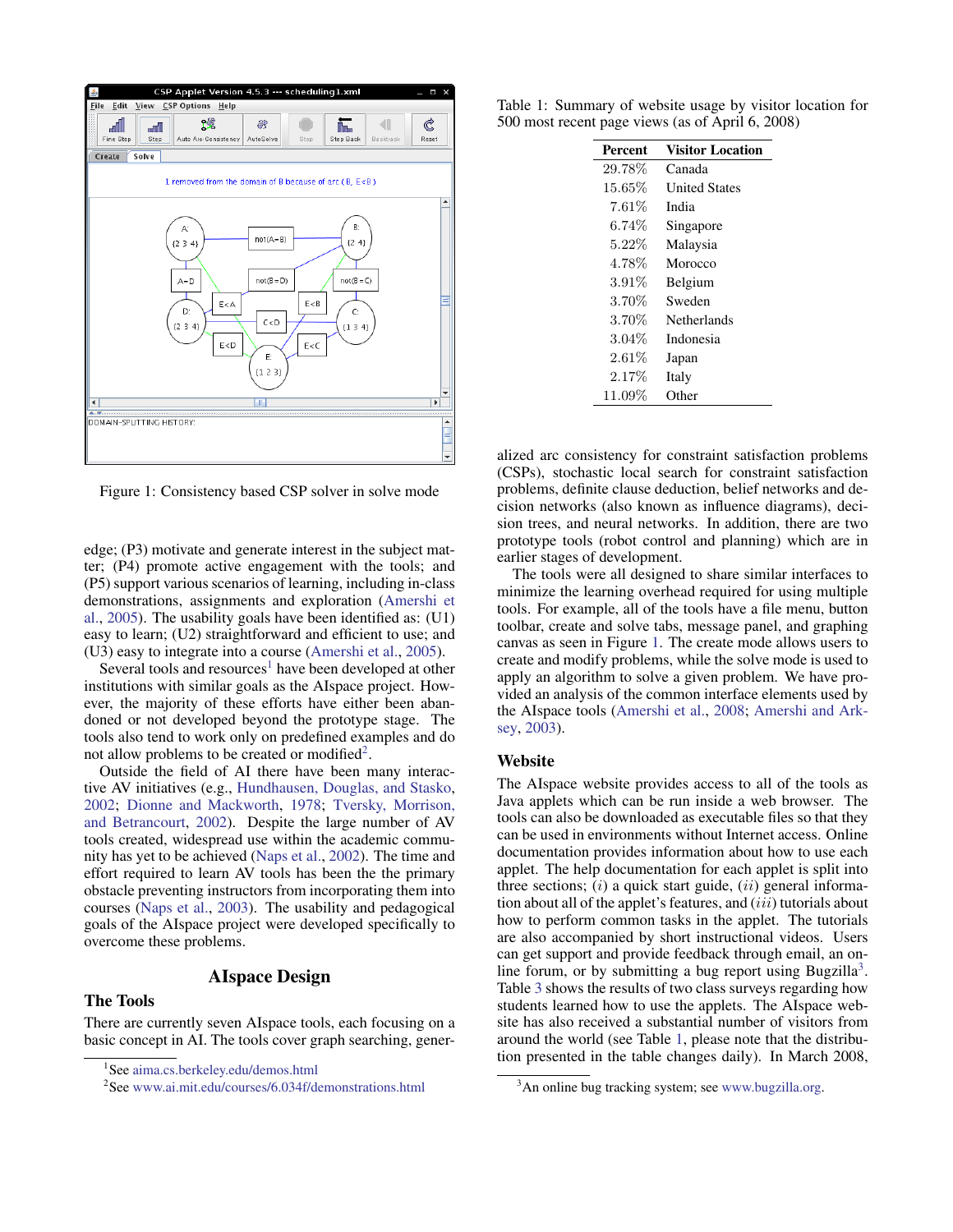Figure 1: Consistency based CSP solver in solve mode

edge; (P3) motivate and generate interest in the subject matter; (P4) promote active engagement with the tools; and (P5) support various scenarios of learning, including in-class demonstrations, assignments and exploration (Amershi et al., 2005). The usability goals have been identified as: (U1) easy to learn; (U2) straightforward and efficient to use; and (U3) easy to integrate into a course (Amershi et al., 2005).

Several tools and resources[1] have been developed at other institutions with similar goals as the AIspace project. However, the majority of these efforts have either been abandoned or not developed beyond the prototype stage. The tools also tend to work only on predefined examples and do not allow problems to be created or modified[2].

Outside the field of AI there have been many interactive AV initiatives (e.g., Hundhausen, Douglas, and Stasko, 2002; Dionne and Mackworth, 1978; Tversky, Morrison, and Betrancourt, 2002). Despite the large number of AV tools created, widespread use within the academic community has yet to be achieved (Naps et al., 2002). The time and effort required to learn AV tools has been the primary obstacle preventing instructors from incorporating them into courses (Naps et al., 2003). The usability and pedagogical goals of the AIspace project were developed specifically to overcome these problems.

## AIspace Design

### The Tools

There are currently seven AIspace tools, each focusing on a basic concept in AI. The tools cover graph searching, generalized arc consistency for constraint satisfaction problems (CSPs), stochastic local search for constraint satisfaction problems, definite clause deduction, belief networks and decision networks (also known as influence diagrams), decision trees, and neural networks. In addition, there are two prototype tools (robot control and planning) which are in earlier stages of development.

The tools were all designed to share similar interfaces to minimize the learning overhead required for using multiple tools. For example, all of the tools have a file menu, button toolbar, create and solve tabs, message panel, and graphing canvas as seen in Figure 1. The create mode allows users to create and modify problems, while the solve mode is used to apply an algorithm to solve a given problem. We have provided an analysis of the common interface elements used by the AIspace tools (Amershi et al., 2008; Amershi and Arksey, 2003).

Table 1: Summary of website usage by visitor location for 500 most recent page views (as of April 6, 2008)

| Percent | Visitor Location |
|---|---|
| 29.78% | Canada |
| 15.65% | United States |
| 7.61% | India |
| 6.74% | Singapore |
| 5.22% | Malaysia |
| 4.78% | Morocco |
| 3.91% | Belgium |
| 3.70% | Sweden |
| 3.70% | Netherlands |
| 3.04% | Indonesia |
| 2.61% | Japan |
| 2.17% | Italy |
| 11.09% | Other |

### Website

The AIspace website provides access to all of the tools as Java applets which can be run inside a web browser. The tools can also be downloaded as executable files so that they can be used in environments without Internet access. Online documentation provides information about how to use each applet. The help documentation for each applet is split into three sections; ($i$) a quick start guide, ($ii$) general information about all of the applet's features, and ($iii$) tutorials about how to perform common tasks in the applet. The tutorials are also accompanied by short instructional videos. Users can get support and provide feedback through email, an online forum, or by submitting a bug report using Bugzilla[3]. Table 3 shows the results of two class surveys regarding how students learned how to use the applets. The AIspace website has also received a substantial number of visitors from around the world (see Table 1, please note that the distribution presented in the table changes daily). In March 2008,

[1] See aima.cs.berkeley.edu/demos.html

[2] See www.ai.mit.edu/courses/6.034f/demonstrations.html

[3] An online bug tracking system; see www.bugzilla.org.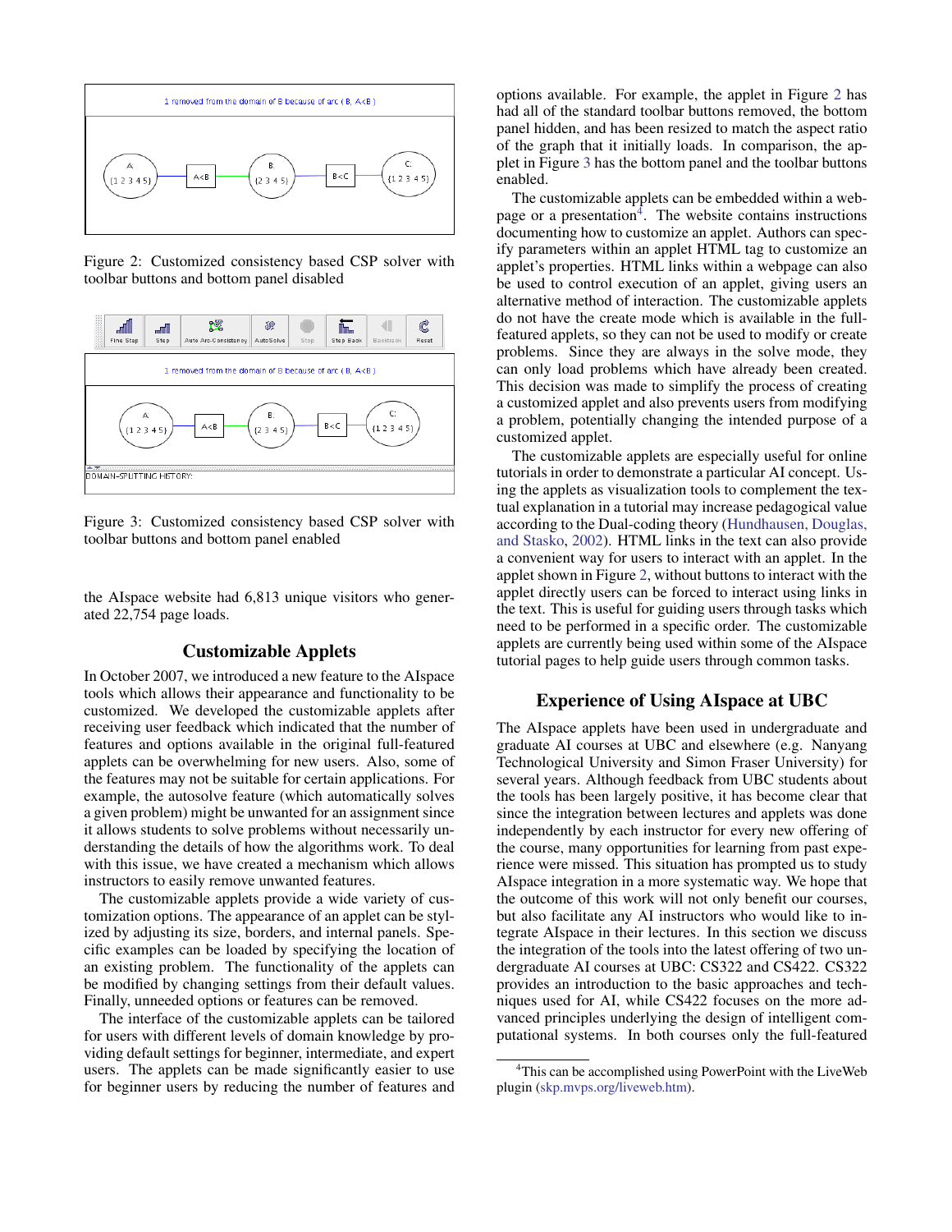Figure 2: Customized consistency based CSP solver with toolbar buttons and bottom panel disabled

Figure 3: Customized consistency based CSP solver with toolbar buttons and bottom panel enabled

the AIspace website had 6,813 unique visitors who generated 22,754 page loads.

## Customizable Applets

In October 2007, we introduced a new feature to the AIspace tools which allows their appearance and functionality to be customized. We developed the customizable applets after receiving user feedback which indicated that the number of features and options available in the original full-featured applets can be overwhelming for new users. Also, some of the features may not be suitable for certain applications. For example, the autosolve feature (which automatically solves a given problem) might be unwanted for an assignment since it allows students to solve problems without necessarily understanding the details of how the algorithms work. To deal with this issue, we have created a mechanism which allows instructors to easily remove unwanted features.

The customizable applets provide a wide variety of customization options. The appearance of an applet can be stylized by adjusting its size, borders, and internal panels. Specific examples can be loaded by specifying the location of an existing problem. The functionality of the applets can be modified by changing settings from their default values. Finally, unneeded options or features can be removed.

The interface of the customizable applets can be tailored for users with different levels of domain knowledge by providing default settings for beginner, intermediate, and expert users. The applets can be made significantly easier to use for beginner users by reducing the number of features and options available. For example, the applet in Figure 2 has had all of the standard toolbar buttons removed, the bottom panel hidden, and has been resized to match the aspect ratio of the graph that it initially loads. In comparison, the applet in Figure 3 has the bottom panel and the toolbar buttons enabled.

The customizable applets can be embedded within a webpage or a presentation[4]. The website contains instructions documenting how to customize an applet. Authors can specify parameters within an applet HTML tag to customize an applet's properties. HTML links within a webpage can also be used to control execution of an applet, giving users an alternative method of interaction. The customizable applets do not have the create mode which is available in the full-featured applets, so they can not be used to modify or create problems. Since they are always in the solve mode, they can only load problems which have already been created. This decision was made to simplify the process of creating a customized applet and also prevents users from modifying a problem, potentially changing the intended purpose of a customized applet.

The customizable applets are especially useful for online tutorials in order to demonstrate a particular AI concept. Using the applets as visualization tools to complement the textual explanation in a tutorial may increase pedagogical value according to the Dual-coding theory (Hundhausen, Douglas, and Stasko, 2002). HTML links in the text can also provide a convenient way for users to interact with an applet. In the applet shown in Figure 2, without buttons to interact with the applet directly users can be forced to interact using links in the text. This is useful for guiding users through tasks which need to be performed in a specific order. The customizable applets are currently being used within some of the AIspace tutorial pages to help guide users through common tasks.

## Experience of Using AIspace at UBC

The AIspace applets have been used in undergraduate and graduate AI courses at UBC and elsewhere (e.g. Nanyang Technological University and Simon Fraser University) for several years. Although feedback from UBC students about the tools has been largely positive, it has become clear that since the integration between lectures and applets was done independently by each instructor for every new offering of the course, many opportunities for learning from past experience were missed. This situation has prompted us to study AIspace integration in a more systematic way. We hope that the outcome of this work will not only benefit our courses, but also facilitate any AI instructors who would like to integrate AIspace in their lectures. In this section we discuss the integration of the tools into the latest offering of two undergraduate AI courses at UBC: CS322 and CS422. CS322 provides an introduction to the basic approaches and techniques used for AI, while CS422 focuses on the more advanced principles underlying the design of intelligent computational systems. In both courses only the full-featured

[4] This can be accomplished using PowerPoint with the LiveWeb plugin (skp.mvps.org/liveweb.htm).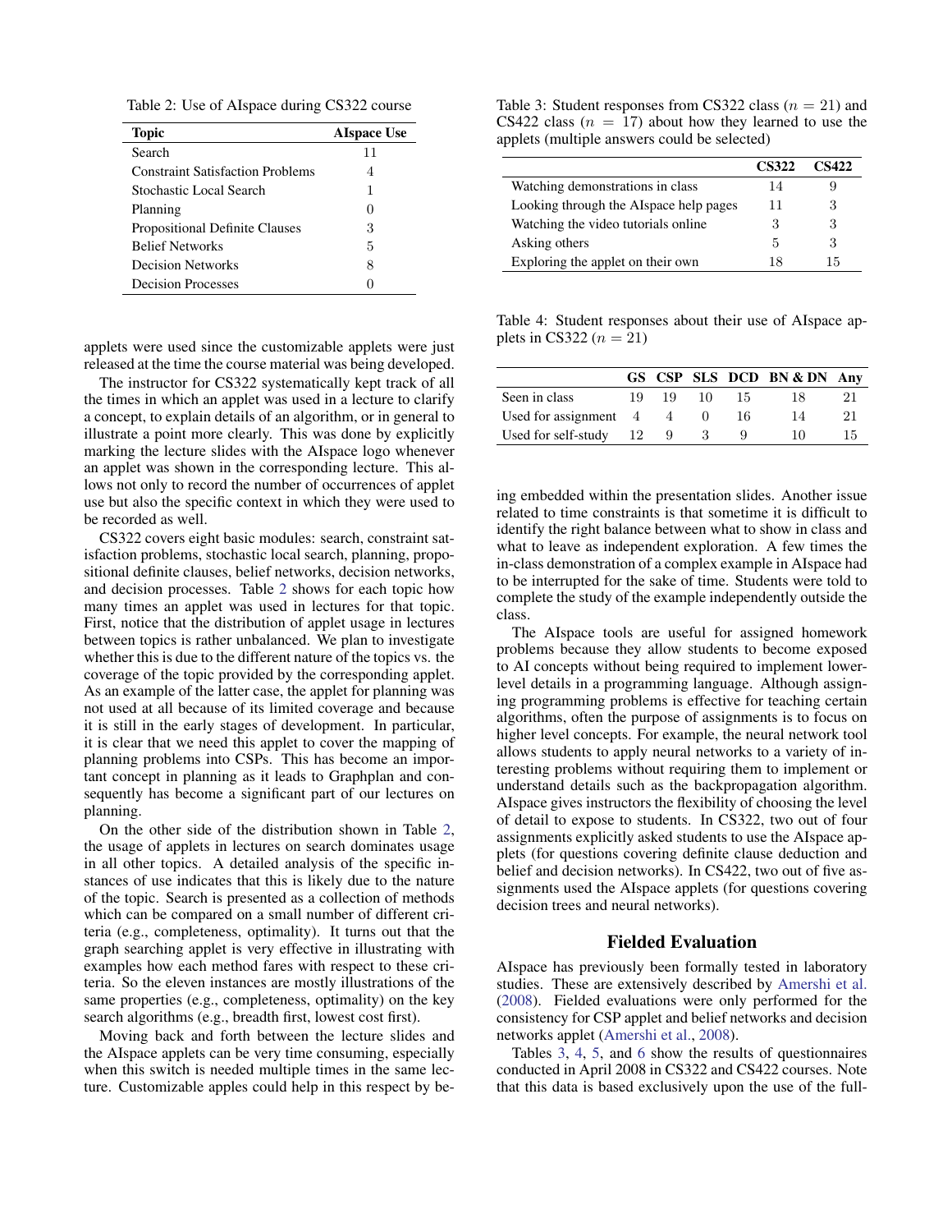Table 2: Use of AIspace during CS322 course

| Topic | AIspace Use |
|---|---|
| Search | 11 |
| Constraint Satisfaction Problems | 4 |
| Stochastic Local Search | 1 |
| Planning | 0 |
| Propositional Definite Clauses | 3 |
| Belief Networks | 5 |
| Decision Networks | 8 |
| Decision Processes | 0 |

applets were used since the customizable applets were just released at the time the course material was being developed.

The instructor for CS322 systematically kept track of all the times in which an applet was used in a lecture to clarify a concept, to explain details of an algorithm, or in general to illustrate a point more clearly. This was done by explicitly marking the lecture slides with the AIspace logo whenever an applet was shown in the corresponding lecture. This allows not only to record the number of occurrences of applet use but also the specific context in which they were used to be recorded as well.

CS322 covers eight basic modules: search, constraint satisfaction problems, stochastic local search, planning, propositional definite clauses, belief networks, decision networks, and decision processes. Table 2 shows for each topic how many times an applet was used in lectures for that topic. First, notice that the distribution of applet usage in lectures between topics is rather unbalanced. We plan to investigate whether this is due to the different nature of the topics vs. the coverage of the topic provided by the corresponding applet. As an example of the latter case, the applet for planning was not used at all because of its limited coverage and because it is still in the early stages of development. In particular, it is clear that we need this applet to cover the mapping of planning problems into CSPs. This has become an important concept in planning as it leads to Graphplan and consequently has become a significant part of our lectures on planning.

On the other side of the distribution shown in Table 2, the usage of applets in lectures on search dominates usage in all other topics. A detailed analysis of the specific instances of use indicates that this is likely due to the nature of the topic. Search is presented as a collection of methods which can be compared on a small number of different criteria (e.g., completeness, optimality). It turns out that the graph searching applet is very effective in illustrating with examples how each method fares with respect to these criteria. So the eleven instances are mostly illustrations of the same properties (e.g., completeness, optimality) on the key search algorithms (e.g., breadth first, lowest cost first).

Moving back and forth between the lecture slides and the AIspace applets can be very time consuming, especially when this switch is needed multiple times in the same lecture. Customizable apples could help in this respect by being embedded within the presentation slides. Another issue related to time constraints is that sometime it is difficult to identify the right balance between what to show in class and what to leave as independent exploration. A few times the in-class demonstration of a complex example in AIspace had to be interrupted for the sake of time. Students were told to complete the study of the example independently outside the class.

The AIspace tools are useful for assigned homework problems because they allow students to become exposed to AI concepts without being required to implement lower-level details in a programming language. Although assigning programming problems is effective for teaching certain algorithms, often the purpose of assignments is to focus on higher level concepts. For example, the neural network tool allows students to apply neural networks to a variety of interesting problems without requiring them to implement or understand details such as the backpropagation algorithm. AIspace gives instructors the flexibility of choosing the level of detail to expose to students. In CS322, two out of four assignments explicitly asked students to use the AIspace applets (for questions covering definite clause deduction and belief and decision networks). In CS422, two out of five assignments used the AIspace applets (for questions covering decision trees and neural networks).

Table 3: Student responses from CS322 class ($n = 21$) and CS422 class ($n = 17$) about how they learned to use the applets (multiple answers could be selected)

| | CS322 | CS422 |
|---|---|---|
| Watching demonstrations in class | 14 | 9 |
| Looking through the AIspace help pages | 11 | 3 |
| Watching the video tutorials online | 3 | 3 |
| Asking others | 5 | 3 |
| Exploring the applet on their own | 18 | 15 |

Table 4: Student responses about their use of AIspace applets in CS322 ($n = 21$)

| | GS | CSP | SLS | DCD | BN & DN | Any |
|---|---|---|---|---|---|---|
| Seen in class | 19 | 19 | 10 | 15 | 18 | 21 |
| Used for assignment | 4 | 4 | 0 | 16 | 14 | 21 |
| Used for self-study | 12 | 9 | 3 | 9 | 10 | 15 |

## Fielded Evaluation

AIspace has previously been formally tested in laboratory studies. These are extensively described by Amershi et al. (2008). Fielded evaluations were only performed for the consistency for CSP applet and belief networks and decision networks applet (Amershi et al., 2008).

Tables 3, 4, 5, and 6 show the results of questionnaires conducted in April 2008 in CS322 and CS422 courses. Note that this data is based exclusively upon the use of the full-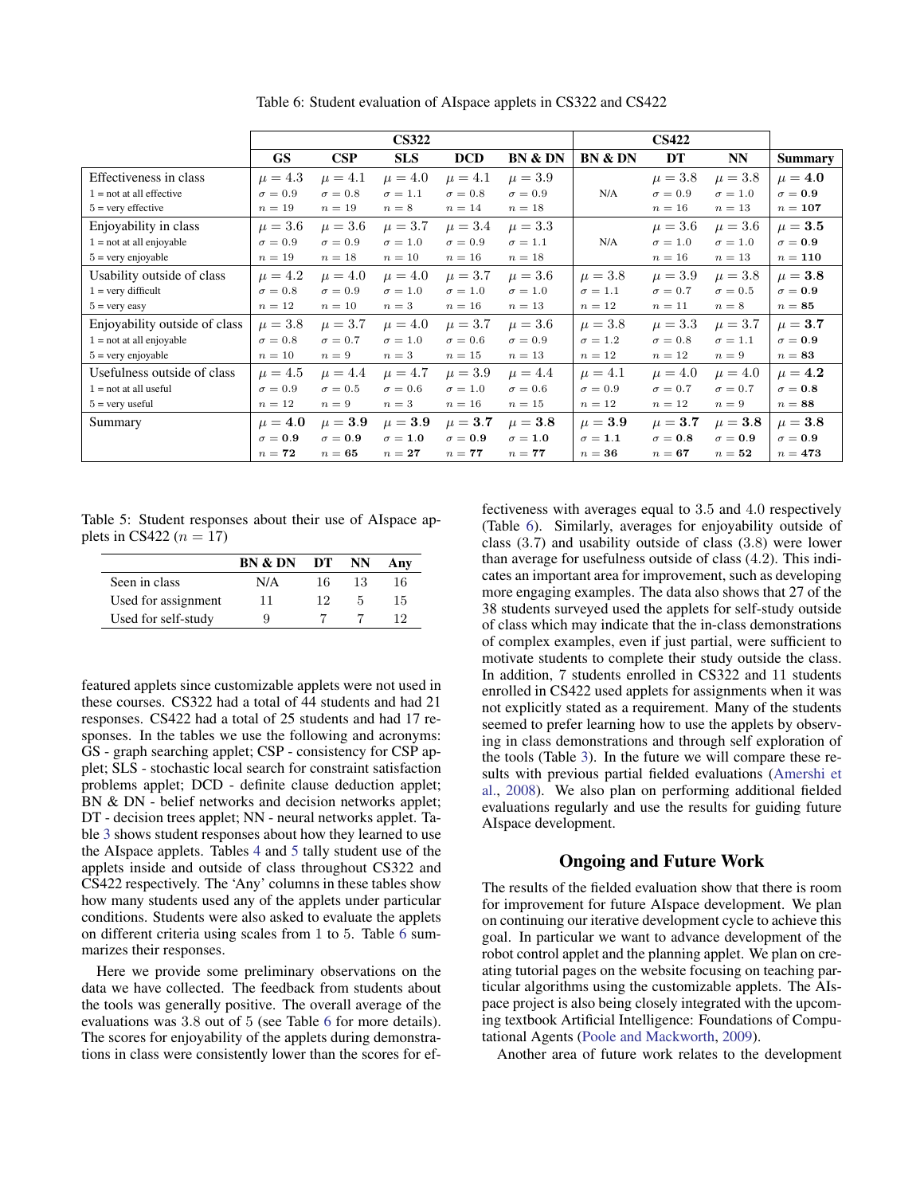Table 6: Student evaluation of AIspace applets in CS322 and CS422

| | CS322 | | | | | CS422 | | | |
|---|---|---|---|---|---|---|---|---|---|
| | **GS** | **CSP** | **SLS** | **DCD** | **BN & DN** | **BN & DN** | **DT** | **NN** | **Summary** |
| Effectiveness in class<br>1 = not at all effective<br>5 = very effective | $\mu = 4.3$<br>$\sigma = 0.9$<br>$n = 19$ | $\mu = 4.1$<br>$\sigma = 0.8$<br>$n = 19$ | $\mu = 4.0$<br>$\sigma = 1.1$<br>$n = 8$ | $\mu = 4.1$<br>$\sigma = 0.8$<br>$n = 14$ | $\mu = 3.9$<br>$\sigma = 0.9$<br>$n = 18$ | N/A | $\mu = 3.8$<br>$\sigma = 0.9$<br>$n = 16$ | $\mu = 3.8$<br>$\sigma = 1.0$<br>$n = 13$ | $\mu = \mathbf{4.0}$<br>$\sigma = \mathbf{0.9}$<br>$n = \mathbf{107}$ |
| Enjoyability in class<br>1 = not at all enjoyable<br>5 = very enjoyable | $\mu = 3.6$<br>$\sigma = 0.9$<br>$n = 19$ | $\mu = 3.6$<br>$\sigma = 0.9$<br>$n = 18$ | $\mu = 3.7$<br>$\sigma = 1.0$<br>$n = 10$ | $\mu = 3.4$<br>$\sigma = 0.9$<br>$n = 16$ | $\mu = 3.3$<br>$\sigma = 1.1$<br>$n = 18$ | N/A | $\mu = 3.6$<br>$\sigma = 1.0$<br>$n = 16$ | $\mu = 3.6$<br>$\sigma = 1.0$<br>$n = 13$ | $\mu = \mathbf{3.5}$<br>$\sigma = \mathbf{0.9}$<br>$n = \mathbf{110}$ |
| Usability outside of class<br>1 = very difficult<br>5 = very easy | $\mu = 4.2$<br>$\sigma = 0.8$<br>$n = 12$ | $\mu = 4.0$<br>$\sigma = 0.9$<br>$n = 10$ | $\mu = 4.0$<br>$\sigma = 1.0$<br>$n = 3$ | $\mu = 3.7$<br>$\sigma = 1.0$<br>$n = 16$ | $\mu = 3.6$<br>$\sigma = 1.0$<br>$n = 13$ | $\mu = 3.8$<br>$\sigma = 1.1$<br>$n = 12$ | $\mu = 3.9$<br>$\sigma = 0.7$<br>$n = 11$ | $\mu = 3.8$<br>$\sigma = 0.5$<br>$n = 8$ | $\mu = \mathbf{3.8}$<br>$\sigma = \mathbf{0.9}$<br>$n = \mathbf{85}$ |
| Enjoyability outside of class<br>1 = not at all enjoyable<br>5 = very enjoyable | $\mu = 3.8$<br>$\sigma = 0.8$<br>$n = 10$ | $\mu = 3.7$<br>$\sigma = 0.7$<br>$n = 9$ | $\mu = 4.0$<br>$\sigma = 1.0$<br>$n = 3$ | $\mu = 3.7$<br>$\sigma = 0.6$<br>$n = 15$ | $\mu = 3.6$<br>$\sigma = 0.9$<br>$n = 13$ | $\mu = 3.8$<br>$\sigma = 1.2$<br>$n = 12$ | $\mu = 3.3$<br>$\sigma = 0.8$<br>$n = 12$ | $\mu = 3.7$<br>$\sigma = 1.1$<br>$n = 9$ | $\mu = \mathbf{3.7}$<br>$\sigma = \mathbf{0.9}$<br>$n = \mathbf{83}$ |
| Usefulness outside of class<br>1 = not at all useful<br>5 = very useful | $\mu = 4.5$<br>$\sigma = 0.9$<br>$n = 12$ | $\mu = 4.4$<br>$\sigma = 0.5$<br>$n = 9$ | $\mu = 4.7$<br>$\sigma = 0.6$<br>$n = 3$ | $\mu = 3.9$<br>$\sigma = 1.0$<br>$n = 16$ | $\mu = 4.4$<br>$\sigma = 0.6$<br>$n = 15$ | $\mu = 4.1$<br>$\sigma = 0.9$<br>$n = 12$ | $\mu = 4.0$<br>$\sigma = 0.7$<br>$n = 12$ | $\mu = 4.0$<br>$\sigma = 0.7$<br>$n = 9$ | $\mu = \mathbf{4.2}$<br>$\sigma = \mathbf{0.8}$<br>$n = \mathbf{88}$ |
| Summary | $\mu = \mathbf{4.0}$<br>$\sigma = \mathbf{0.9}$<br>$n = \mathbf{72}$ | $\mu = \mathbf{3.9}$<br>$\sigma = \mathbf{0.9}$<br>$n = \mathbf{65}$ | $\mu = \mathbf{3.9}$<br>$\sigma = \mathbf{1.0}$<br>$n = \mathbf{27}$ | $\mu = \mathbf{3.7}$<br>$\sigma = \mathbf{0.9}$<br>$n = \mathbf{77}$ | $\mu = \mathbf{3.8}$<br>$\sigma = \mathbf{1.0}$<br>$n = \mathbf{77}$ | $\mu = \mathbf{3.9}$<br>$\sigma = \mathbf{1.1}$<br>$n = \mathbf{36}$ | $\mu = \mathbf{3.7}$<br>$\sigma = \mathbf{0.8}$<br>$n = \mathbf{67}$ | $\mu = \mathbf{3.8}$<br>$\sigma = \mathbf{0.9}$<br>$n = \mathbf{52}$ | $\mu = \mathbf{3.8}$<br>$\sigma = \mathbf{0.9}$<br>$n = \mathbf{473}$ |

Table 5: Student responses about their use of AIspace applets in CS422 ($n = 17$)

| | BN & DN | DT | NN | Any |
|---|---|---|---|---|
| Seen in class | N/A | 16 | 13 | 16 |
| Used for assignment | 11 | 12 | 5 | 15 |
| Used for self-study | 9 | 7 | 7 | 12 |

featured applets since customizable applets were not used in these courses. CS322 had a total of 44 students and had 21 responses. CS422 had a total of 25 students and had 17 responses. In the tables we use the following and acronyms: GS - graph searching applet; CSP - consistency for CSP applet; SLS - stochastic local search for constraint satisfaction problems applet; DCD - definite clause deduction applet; BN & DN - belief networks and decision networks applet; DT - decision trees applet; NN - neural networks applet. Table 3 shows student responses about how they learned to use the AIspace applets. Tables 4 and 5 tally student use of the applets inside and outside of class throughout CS322 and CS422 respectively. The 'Any' columns in these tables show how many students used any of the applets under particular conditions. Students were also asked to evaluate the applets on different criteria using scales from 1 to 5. Table 6 summarizes their responses.

Here we provide some preliminary observations on the data we have collected. The feedback from students about the tools was generally positive. The overall average of the evaluations was 3.8 out of 5 (see Table 6 for more details). The scores for enjoyability of the applets during demonstrations in class were consistently lower than the scores for effectiveness with averages equal to 3.5 and 4.0 respectively (Table 6). Similarly, averages for enjoyability outside of class (3.7) and usability outside of class (3.8) were lower than average for usefulness outside of class (4.2). This indicates an important area for improvement, such as developing more engaging examples. The data also shows that 27 of the 38 students surveyed used the applets for self-study outside of class which may indicate that the in-class demonstrations of complex examples, even if just partial, were sufficient to motivate students to complete their study outside the class. In addition, 7 students enrolled in CS322 and 11 students enrolled in CS422 used applets for assignments when it was not explicitly stated as a requirement. Many of the students seemed to prefer learning how to use the applets by observing in class demonstrations and through self exploration of the tools (Table 3). In the future we will compare these results with previous partial fielded evaluations (Amershi et al., 2008). We also plan on performing additional fielded evaluations regularly and use the results for guiding future AIspace development.

## Ongoing and Future Work

The results of the fielded evaluation show that there is room for improvement for future AIspace development. We plan on continuing our iterative development cycle to achieve this goal. In particular we want to advance development of the robot control applet and the planning applet. We plan on creating tutorial pages on the website focusing on teaching particular algorithms using the customizable applets. The AIspace project is also being closely integrated with the upcoming textbook Artificial Intelligence: Foundations of Computational Agents (Poole and Mackworth, 2009).

Another area of future work relates to the development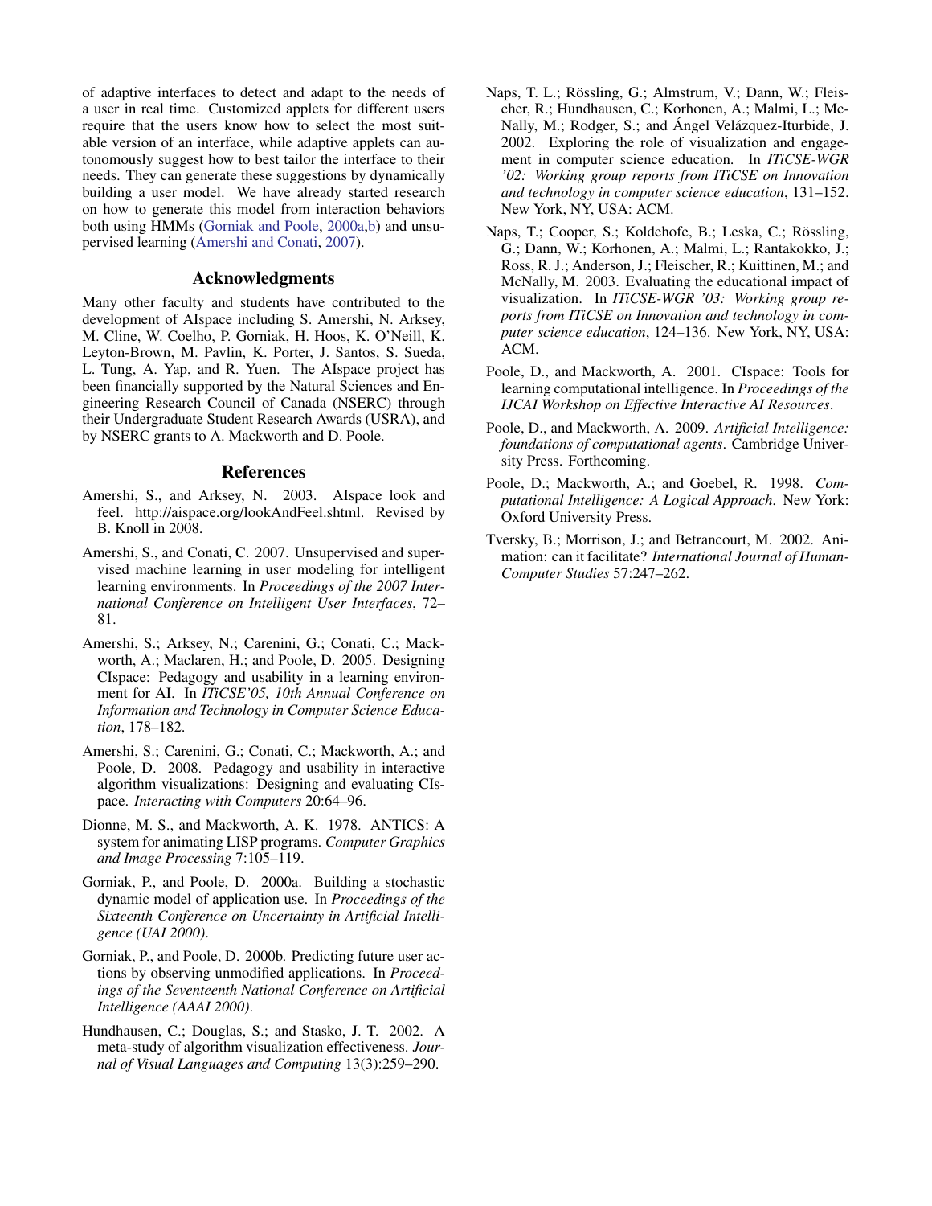of adaptive interfaces to detect and adapt to the needs of a user in real time. Customized applets for different users require that the users know how to select the most suitable version of an interface, while adaptive applets can autonomously suggest how to best tailor the interface to their needs. They can generate these suggestions by dynamically building a user model. We have already started research on how to generate this model from interaction behaviors both using HMMs (Gorniak and Poole, 2000a,b) and unsupervised learning (Amershi and Conati, 2007).

## Acknowledgments

Many other faculty and students have contributed to the development of AIspace including S. Amershi, N. Arksey, M. Cline, W. Coelho, P. Gorniak, H. Hoos, K. O'Neill, K. Leyton-Brown, M. Pavlin, K. Porter, J. Santos, S. Sueda, L. Tung, A. Yap, and R. Yuen. The AIspace project has been financially supported by the Natural Sciences and Engineering Research Council of Canada (NSERC) through their Undergraduate Student Research Awards (USRA), and by NSERC grants to A. Mackworth and D. Poole.

## References

Amershi, S., and Arksey, N. 2003. AIspace look and feel. http://aispace.org/lookAndFeel.shtml. Revised by B. Knoll in 2008.

Amershi, S., and Conati, C. 2007. Unsupervised and supervised machine learning in user modeling for intelligent learning environments. In *Proceedings of the 2007 International Conference on Intelligent User Interfaces*, 72–81.

Amershi, S.; Arksey, N.; Carenini, G.; Conati, C.; Mackworth, A.; Maclaren, H.; and Poole, D. 2005. Designing CIspace: Pedagogy and usability in a learning environment for AI. In *ITiCSE'05, 10th Annual Conference on Information and Technology in Computer Science Education*, 178–182.

Amershi, S.; Carenini, G.; Conati, C.; Mackworth, A.; and Poole, D. 2008. Pedagogy and usability in interactive algorithm visualizations: Designing and evaluating CIspace. *Interacting with Computers* 20:64–96.

Dionne, M. S., and Mackworth, A. K. 1978. ANTICS: A system for animating LISP programs. *Computer Graphics and Image Processing* 7:105–119.

Gorniak, P., and Poole, D. 2000a. Building a stochastic dynamic model of application use. In *Proceedings of the Sixteenth Conference on Uncertainty in Artificial Intelligence (UAI 2000)*.

Gorniak, P., and Poole, D. 2000b. Predicting future user actions by observing unmodified applications. In *Proceedings of the Seventeenth National Conference on Artificial Intelligence (AAAI 2000)*.

Hundhausen, C.; Douglas, S.; and Stasko, J. T. 2002. A meta-study of algorithm visualization effectiveness. *Journal of Visual Languages and Computing* 13(3):259–290.

Naps, T. L.; Rössling, G.; Almstrum, V.; Dann, W.; Fleischer, R.; Hundhausen, C.; Korhonen, A.; Malmi, L.; McNally, M.; Rodger, S.; and Ángel Velázquez-Iturbide, J. 2002. Exploring the role of visualization and engagement in computer science education. In *ITiCSE-WGR '02: Working group reports from ITiCSE on Innovation and technology in computer science education*, 131–152. New York, NY, USA: ACM.

Naps, T.; Cooper, S.; Koldehofe, B.; Leska, C.; Rössling, G.; Dann, W.; Korhonen, A.; Malmi, L.; Rantakokko, J.; Ross, R. J.; Anderson, J.; Fleischer, R.; Kuittinen, M.; and McNally, M. 2003. Evaluating the educational impact of visualization. In *ITiCSE-WGR '03: Working group reports from ITiCSE on Innovation and technology in computer science education*, 124–136. New York, NY, USA: ACM.

Poole, D., and Mackworth, A. 2001. CIspace: Tools for learning computational intelligence. In *Proceedings of the IJCAI Workshop on Effective Interactive AI Resources*.

Poole, D., and Mackworth, A. 2009. *Artificial Intelligence: foundations of computational agents*. Cambridge University Press. Forthcoming.

Poole, D.; Mackworth, A.; and Goebel, R. 1998. *Computational Intelligence: A Logical Approach*. New York: Oxford University Press.

Tversky, B.; Morrison, J.; and Betrancourt, M. 2002. Animation: can it facilitate? *International Journal of Human-Computer Studies* 57:247–262.